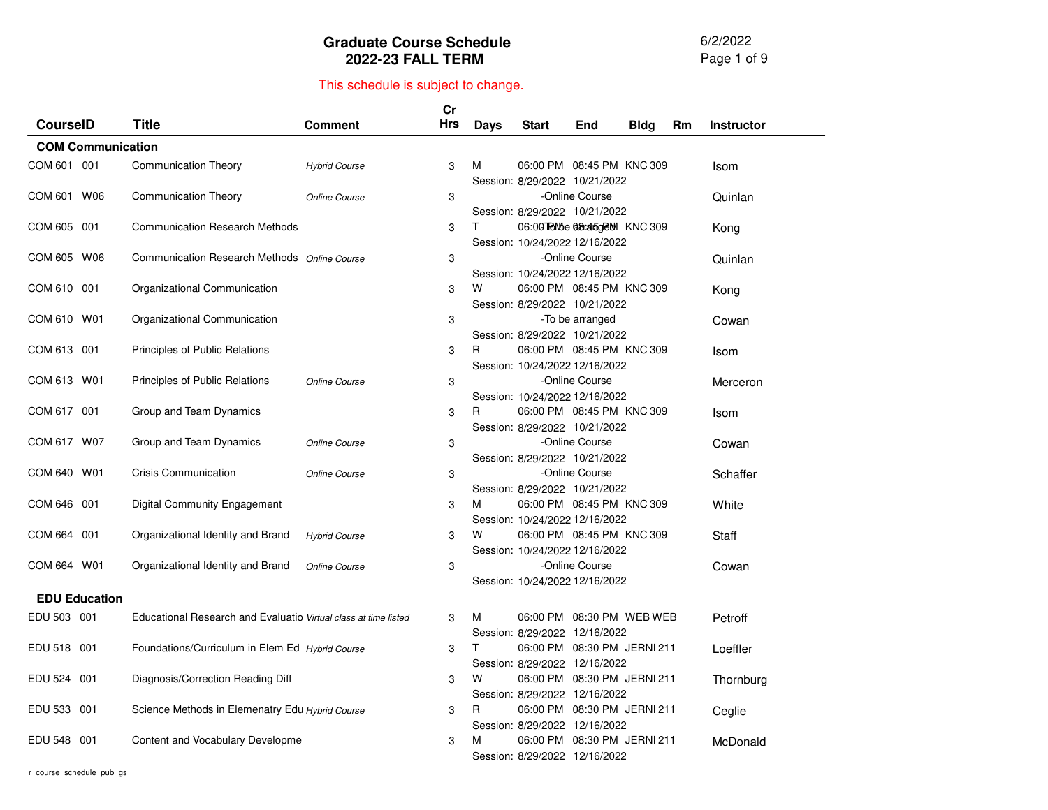# Graduate Course Schedule
## 2022-23 FALL TERM

6/2/2022

This schedule is subject to change.

| CourseID | Title | Comment | Cr Hrs | Days | Start | End | Bldg | Rm | Instructor |
|---|---|---|---|---|---|---|---|---|---|
| **COM Communication** | | | | | | | | | |
| COM 601 001 | Communication Theory | *Hybrid Course* | 3 | M | 06:00 PM | 08:45 PM | KNC | 309 | Isom |
| | | | | Session: | 8/29/2022 | 10/21/2022 | | | |
| COM 601 W06 | Communication Theory | *Online Course* | 3 | | -Online Course | | | | Quinlan |
| | | | | Session: | 8/29/2022 | 10/21/2022 | | | |
| COM 605 001 | Communication Research Methods | | 3 | T | 06:00 PM | 08:45 PM | KNC | 309 | Kong |
| | | | | Session: | 10/24/2022 | 12/16/2022 | | | |
| COM 605 W06 | Communication Research Methods | *Online Course* | 3 | | -Online Course | | | | Quinlan |
| | | | | Session: | 10/24/2022 | 12/16/2022 | | | |
| COM 610 001 | Organizational Communication | | 3 | W | 06:00 PM | 08:45 PM | KNC | 309 | Kong |
| | | | | Session: | 8/29/2022 | 10/21/2022 | | | |
| COM 610 W01 | Organizational Communication | | 3 | | -To be arranged | | | | Cowan |
| | | | | Session: | 8/29/2022 | 10/21/2022 | | | |
| COM 613 001 | Principles of Public Relations | | 3 | R | 06:00 PM | 08:45 PM | KNC | 309 | Isom |
| | | | | Session: | 10/24/2022 | 12/16/2022 | | | |
| COM 613 W01 | Principles of Public Relations | *Online Course* | 3 | | -Online Course | | | | Merceron |
| | | | | Session: | 10/24/2022 | 12/16/2022 | | | |
| COM 617 001 | Group and Team Dynamics | | 3 | R | 06:00 PM | 08:45 PM | KNC | 309 | Isom |
| | | | | Session: | 8/29/2022 | 10/21/2022 | | | |
| COM 617 W07 | Group and Team Dynamics | *Online Course* | 3 | | -Online Course | | | | Cowan |
| | | | | Session: | 8/29/2022 | 10/21/2022 | | | |
| COM 640 W01 | Crisis Communication | *Online Course* | 3 | | -Online Course | | | | Schaffer |
| | | | | Session: | 8/29/2022 | 10/21/2022 | | | |
| COM 646 001 | Digital Community Engagement | | 3 | M | 06:00 PM | 08:45 PM | KNC | 309 | White |
| | | | | Session: | 10/24/2022 | 12/16/2022 | | | |
| COM 664 001 | Organizational Identity and Brand | *Hybrid Course* | 3 | W | 06:00 PM | 08:45 PM | KNC | 309 | Staff |
| | | | | Session: | 10/24/2022 | 12/16/2022 | | | |
| COM 664 W01 | Organizational Identity and Brand | *Online Course* | 3 | | -Online Course | | | | Cowan |
| | | | | Session: | 10/24/2022 | 12/16/2022 | | | |
| **EDU Education** | | | | | | | | | |
| EDU 503 001 | Educational Research and Evaluatio | *Virtual class at time listed* | 3 | M | 06:00 PM | 08:30 PM | WEB | WEB | Petroff |
| | | | | Session: | 8/29/2022 | 12/16/2022 | | | |
| EDU 518 001 | Foundations/Curriculum in Elem Ed | *Hybrid Course* | 3 | T | 06:00 PM | 08:30 PM | JERNI | 211 | Loeffler |
| | | | | Session: | 8/29/2022 | 12/16/2022 | | | |
| EDU 524 001 | Diagnosis/Correction Reading Diff | | 3 | W | 06:00 PM | 08:30 PM | JERNI | 211 | Thornburg |
| | | | | Session: | 8/29/2022 | 12/16/2022 | | | |
| EDU 533 001 | Science Methods in Elemenatry Edu | *Hybrid Course* | 3 | R | 06:00 PM | 08:30 PM | JERNI | 211 | Ceglie |
| | | | | Session: | 8/29/2022 | 12/16/2022 | | | |
| EDU 548 001 | Content and Vocabulary Developme | | 3 | M | 06:00 PM | 08:30 PM | JERNI | 211 | McDonald |
| | | | | Session: | 8/29/2022 | 12/16/2022 | | | |

r_course_schedule_pub_gs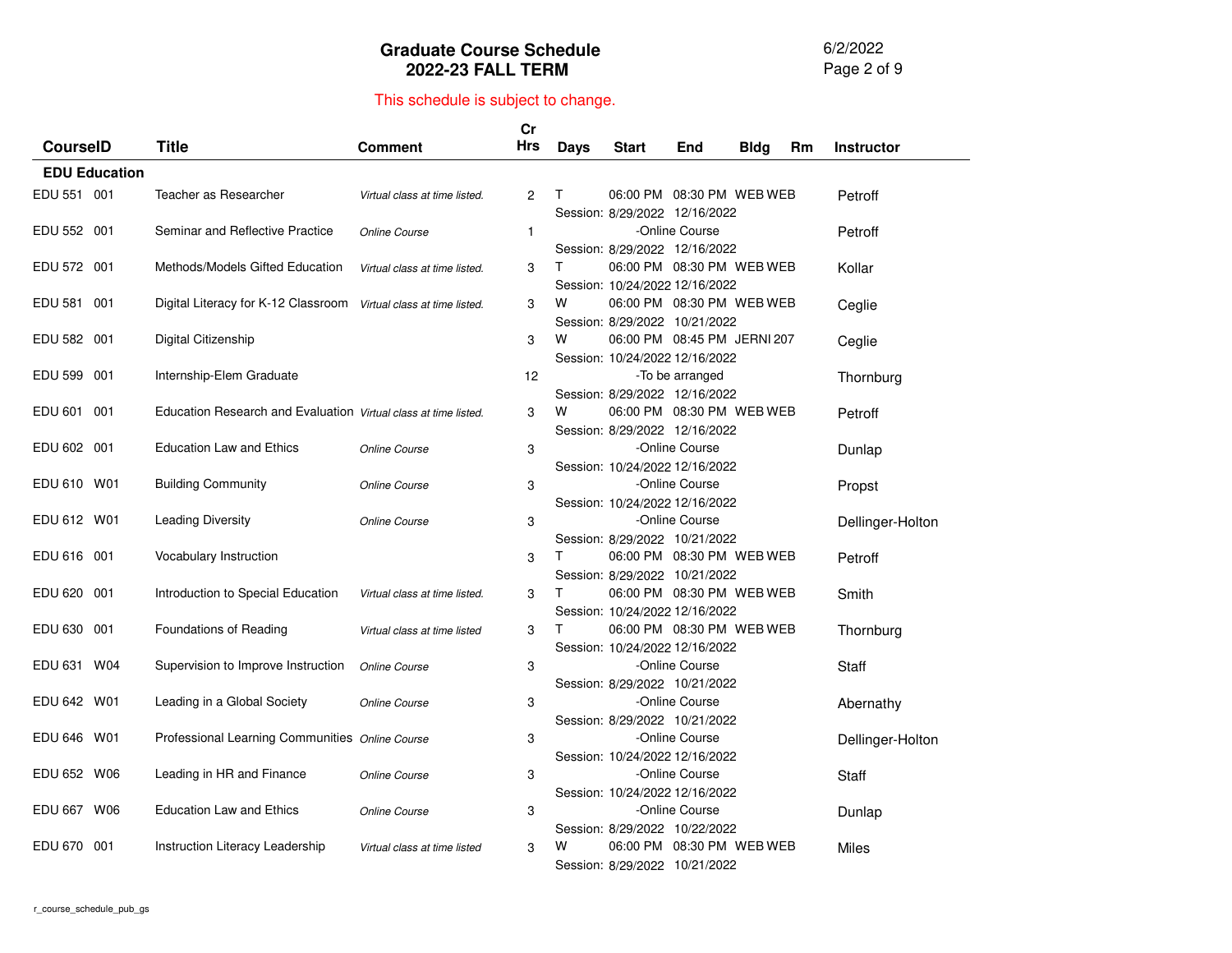# Graduate Course Schedule
## 2022-23 FALL TERM

6/2/2022

This schedule is subject to change.

| CourseID | Title | Comment | Cr Hrs | Days | Start | End | Bldg | Rm | Instructor |
|---|---|---|---|---|---|---|---|---|---|
| **EDU Education** | | | | | | | | | |
| EDU 551 001 | Teacher as Researcher | *Virtual class at time listed.* | 2 | T | 06:00 PM | 08:30 PM | WEB | WEB | Petroff |
| | | | | Session: | 8/29/2022 | 12/16/2022 | | | |
| EDU 552 001 | Seminar and Reflective Practice | *Online Course* | 1 | | -Online Course | | | | Petroff |
| | | | | Session: | 8/29/2022 | 12/16/2022 | | | |
| EDU 572 001 | Methods/Models Gifted Education | *Virtual class at time listed.* | 3 | T | 06:00 PM | 08:30 PM | WEB | WEB | Kollar |
| | | | | Session: | 10/24/2022 | 12/16/2022 | | | |
| EDU 581 001 | Digital Literacy for K-12 Classroom | *Virtual class at time listed.* | 3 | W | 06:00 PM | 08:30 PM | WEB | WEB | Ceglie |
| | | | | Session: | 8/29/2022 | 10/21/2022 | | | |
| EDU 582 001 | Digital Citizenship | | 3 | W | 06:00 PM | 08:45 PM | JERNI | 207 | Ceglie |
| | | | | Session: | 10/24/2022 | 12/16/2022 | | | |
| EDU 599 001 | Internship-Elem Graduate | | 12 | | -To be arranged | | | | Thornburg |
| | | | | Session: | 8/29/2022 | 12/16/2022 | | | |
| EDU 601 001 | Education Research and Evaluation | *Virtual class at time listed.* | 3 | W | 06:00 PM | 08:30 PM | WEB | WEB | Petroff |
| | | | | Session: | 8/29/2022 | 12/16/2022 | | | |
| EDU 602 001 | Education Law and Ethics | *Online Course* | 3 | | -Online Course | | | | Dunlap |
| | | | | Session: | 10/24/2022 | 12/16/2022 | | | |
| EDU 610 W01 | Building Community | *Online Course* | 3 | | -Online Course | | | | Propst |
| | | | | Session: | 10/24/2022 | 12/16/2022 | | | |
| EDU 612 W01 | Leading Diversity | *Online Course* | 3 | | -Online Course | | | | Dellinger-Holton |
| | | | | Session: | 8/29/2022 | 10/21/2022 | | | |
| EDU 616 001 | Vocabulary Instruction | | 3 | T | 06:00 PM | 08:30 PM | WEB | WEB | Petroff |
| | | | | Session: | 8/29/2022 | 10/21/2022 | | | |
| EDU 620 001 | Introduction to Special Education | *Virtual class at time listed.* | 3 | T | 06:00 PM | 08:30 PM | WEB | WEB | Smith |
| | | | | Session: | 10/24/2022 | 12/16/2022 | | | |
| EDU 630 001 | Foundations of Reading | *Virtual class at time listed* | 3 | T | 06:00 PM | 08:30 PM | WEB | WEB | Thornburg |
| | | | | Session: | 10/24/2022 | 12/16/2022 | | | |
| EDU 631 W04 | Supervision to Improve Instruction | *Online Course* | 3 | | -Online Course | | | | Staff |
| | | | | Session: | 8/29/2022 | 10/21/2022 | | | |
| EDU 642 W01 | Leading in a Global Society | *Online Course* | 3 | | -Online Course | | | | Abernathy |
| | | | | Session: | 8/29/2022 | 10/21/2022 | | | |
| EDU 646 W01 | Professional Learning Communities | *Online Course* | 3 | | -Online Course | | | | Dellinger-Holton |
| | | | | Session: | 10/24/2022 | 12/16/2022 | | | |
| EDU 652 W06 | Leading in HR and Finance | *Online Course* | 3 | | -Online Course | | | | Staff |
| | | | | Session: | 10/24/2022 | 12/16/2022 | | | |
| EDU 667 W06 | Education Law and Ethics | *Online Course* | 3 | | -Online Course | | | | Dunlap |
| | | | | Session: | 8/29/2022 | 10/22/2022 | | | |
| EDU 670 001 | Instruction Literacy Leadership | *Virtual class at time listed* | 3 | W | 06:00 PM | 08:30 PM | WEB | WEB | Miles |
| | | | | Session: | 8/29/2022 | 10/21/2022 | | | |

r_course_schedule_pub_gs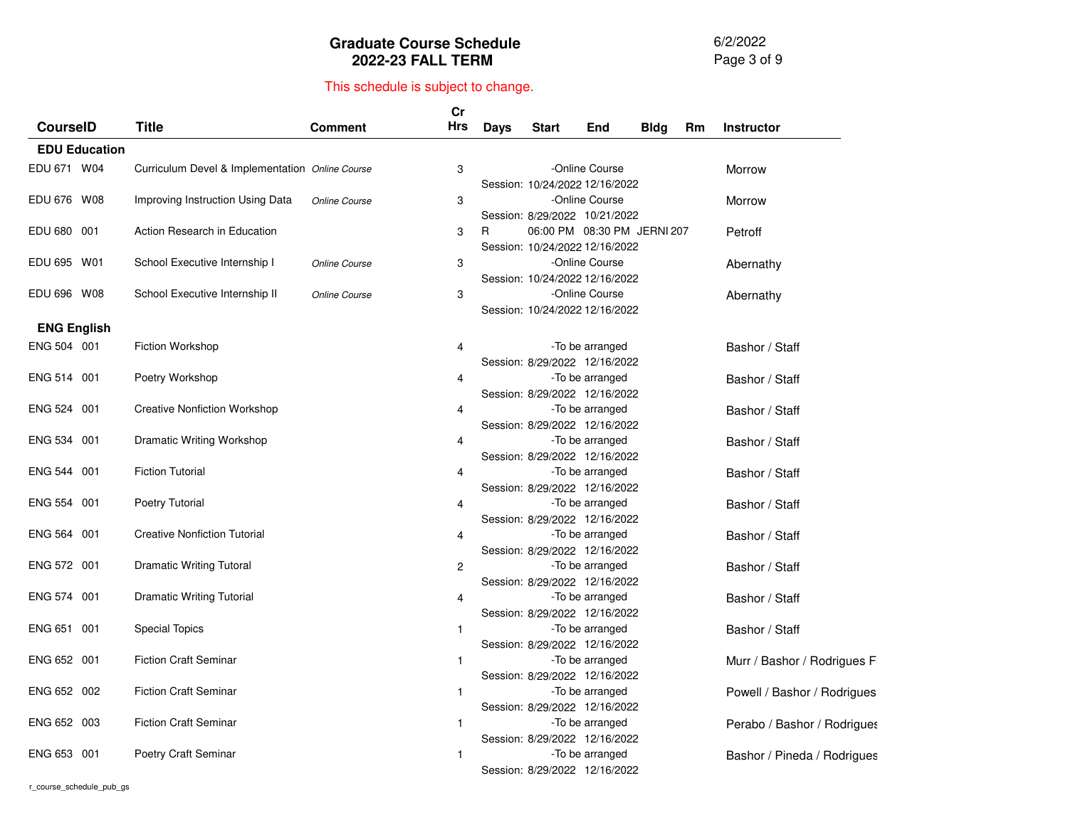# Graduate Course Schedule
## 2022-23 FALL TERM

6/2/2022

This schedule is subject to change.

| CourseID | Title | Comment | Cr Hrs | Days | Start | End | Bldg | Rm | Instructor |
|---|---|---|---|---|---|---|---|---|---|
| **EDU Education** | | | | | | | | | |
| EDU 671 W04 | Curriculum Devel & Implementation | *Online Course* | 3 | | -Online Course | | | | Morrow |
| | | | | Session: | 10/24/2022 | 12/16/2022 | | | |
| EDU 676 W08 | Improving Instruction Using Data | *Online Course* | 3 | | -Online Course | | | | Morrow |
| | | | | Session: | 8/29/2022 | 10/21/2022 | | | |
| EDU 680 001 | Action Research in Education | | 3 | R | 06:00 PM | 08:30 PM | JERNI | 207 | Petroff |
| | | | | Session: | 10/24/2022 | 12/16/2022 | | | |
| EDU 695 W01 | School Executive Internship I | *Online Course* | 3 | | -Online Course | | | | Abernathy |
| | | | | Session: | 10/24/2022 | 12/16/2022 | | | |
| EDU 696 W08 | School Executive Internship II | *Online Course* | 3 | | -Online Course | | | | Abernathy |
| | | | | Session: | 10/24/2022 | 12/16/2022 | | | |
| **ENG English** | | | | | | | | | |
| ENG 504 001 | Fiction Workshop | | 4 | | -To be arranged | | | | Bashor / Staff |
| | | | | Session: | 8/29/2022 | 12/16/2022 | | | |
| ENG 514 001 | Poetry Workshop | | 4 | | -To be arranged | | | | Bashor / Staff |
| | | | | Session: | 8/29/2022 | 12/16/2022 | | | |
| ENG 524 001 | Creative Nonfiction Workshop | | 4 | | -To be arranged | | | | Bashor / Staff |
| | | | | Session: | 8/29/2022 | 12/16/2022 | | | |
| ENG 534 001 | Dramatic Writing Workshop | | 4 | | -To be arranged | | | | Bashor / Staff |
| | | | | Session: | 8/29/2022 | 12/16/2022 | | | |
| ENG 544 001 | Fiction Tutorial | | 4 | | -To be arranged | | | | Bashor / Staff |
| | | | | Session: | 8/29/2022 | 12/16/2022 | | | |
| ENG 554 001 | Poetry Tutorial | | 4 | | -To be arranged | | | | Bashor / Staff |
| | | | | Session: | 8/29/2022 | 12/16/2022 | | | |
| ENG 564 001 | Creative Nonfiction Tutorial | | 4 | | -To be arranged | | | | Bashor / Staff |
| | | | | Session: | 8/29/2022 | 12/16/2022 | | | |
| ENG 572 001 | Dramatic Writing Tutoral | | 2 | | -To be arranged | | | | Bashor / Staff |
| | | | | Session: | 8/29/2022 | 12/16/2022 | | | |
| ENG 574 001 | Dramatic Writing Tutorial | | 4 | | -To be arranged | | | | Bashor / Staff |
| | | | | Session: | 8/29/2022 | 12/16/2022 | | | |
| ENG 651 001 | Special Topics | | 1 | | -To be arranged | | | | Bashor / Staff |
| | | | | Session: | 8/29/2022 | 12/16/2022 | | | |
| ENG 652 001 | Fiction Craft Seminar | | 1 | | -To be arranged | | | | Murr / Bashor / Rodrigues F |
| | | | | Session: | 8/29/2022 | 12/16/2022 | | | |
| ENG 652 002 | Fiction Craft Seminar | | 1 | | -To be arranged | | | | Powell / Bashor / Rodrigues |
| | | | | Session: | 8/29/2022 | 12/16/2022 | | | |
| ENG 652 003 | Fiction Craft Seminar | | 1 | | -To be arranged | | | | Perabo / Bashor / Rodrigues |
| | | | | Session: | 8/29/2022 | 12/16/2022 | | | |
| ENG 653 001 | Poetry Craft Seminar | | 1 | | -To be arranged | | | | Bashor / Pineda / Rodrigues |
| | | | | Session: | 8/29/2022 | 12/16/2022 | | | |

r_course_schedule_pub_gs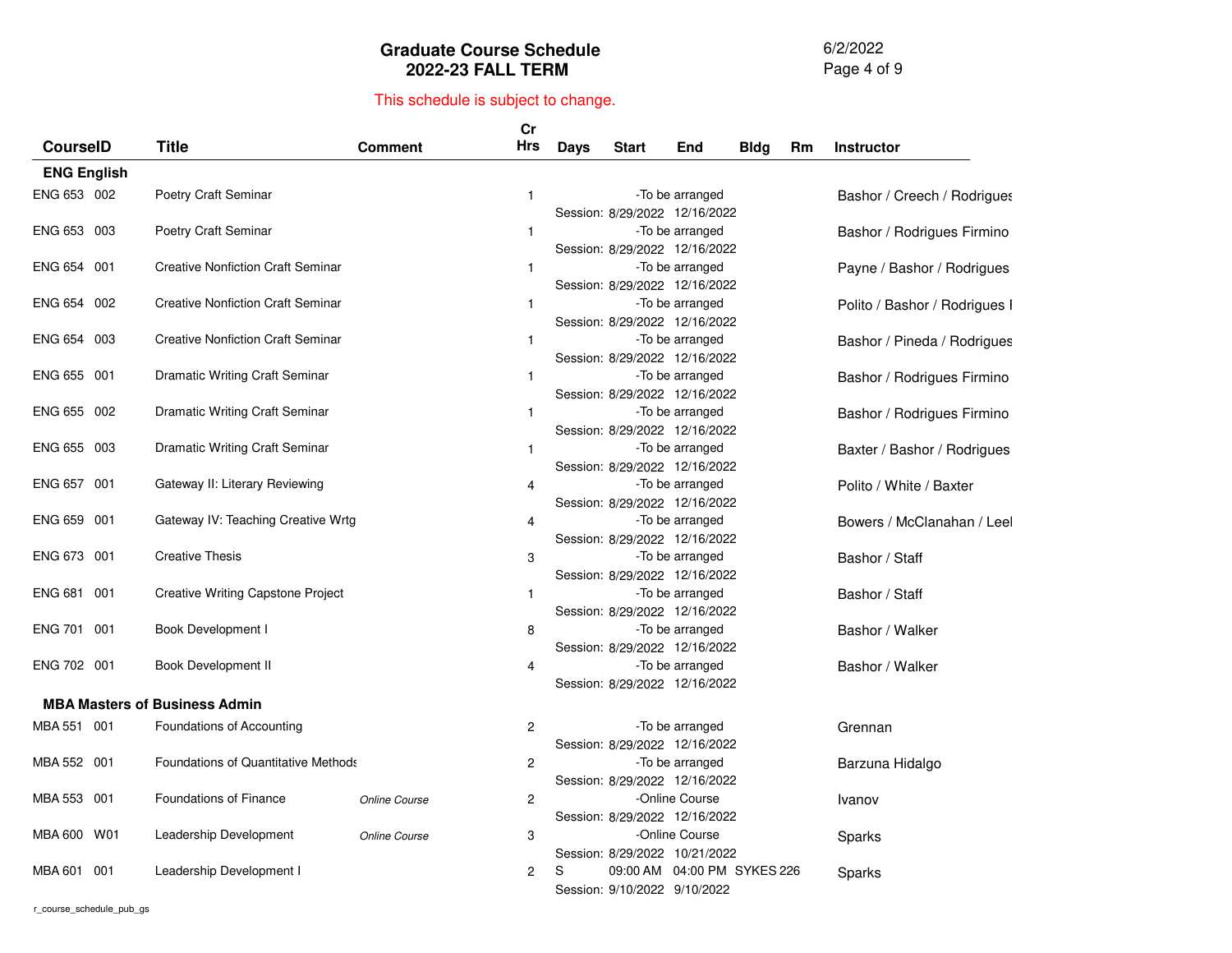# Graduate Course Schedule
## 2022-23 FALL TERM

6/2/2022

This schedule is subject to change.

| CourseID | Title | Comment | Cr Hrs | Days | Start | End | Bldg | Rm | Instructor |
|---|---|---|---|---|---|---|---|---|---|
| **ENG English** | | | | | | | | | |
| ENG 653 002 | Poetry Craft Seminar | | 1 | | -To be arranged | | | | Bashor / Creech / Rodrigues |
| | | | | Session: | 8/29/2022 | 12/16/2022 | | | |
| ENG 653 003 | Poetry Craft Seminar | | 1 | | -To be arranged | | | | Bashor / Rodrigues Firmino |
| | | | | Session: | 8/29/2022 | 12/16/2022 | | | |
| ENG 654 001 | Creative Nonfiction Craft Seminar | | 1 | | -To be arranged | | | | Payne / Bashor / Rodrigues |
| | | | | Session: | 8/29/2022 | 12/16/2022 | | | |
| ENG 654 002 | Creative Nonfiction Craft Seminar | | 1 | | -To be arranged | | | | Polito / Bashor / Rodrigues I |
| | | | | Session: | 8/29/2022 | 12/16/2022 | | | |
| ENG 654 003 | Creative Nonfiction Craft Seminar | | 1 | | -To be arranged | | | | Bashor / Pineda / Rodrigues |
| | | | | Session: | 8/29/2022 | 12/16/2022 | | | |
| ENG 655 001 | Dramatic Writing Craft Seminar | | 1 | | -To be arranged | | | | Bashor / Rodrigues Firmino |
| | | | | Session: | 8/29/2022 | 12/16/2022 | | | |
| ENG 655 002 | Dramatic Writing Craft Seminar | | 1 | | -To be arranged | | | | Bashor / Rodrigues Firmino |
| | | | | Session: | 8/29/2022 | 12/16/2022 | | | |
| ENG 655 003 | Dramatic Writing Craft Seminar | | 1 | | -To be arranged | | | | Baxter / Bashor / Rodrigues |
| | | | | Session: | 8/29/2022 | 12/16/2022 | | | |
| ENG 657 001 | Gateway II: Literary Reviewing | | 4 | | -To be arranged | | | | Polito / White / Baxter |
| | | | | Session: | 8/29/2022 | 12/16/2022 | | | |
| ENG 659 001 | Gateway IV: Teaching Creative Wrtg | | 4 | | -To be arranged | | | | Bowers / McClanahan / Leel |
| | | | | Session: | 8/29/2022 | 12/16/2022 | | | |
| ENG 673 001 | Creative Thesis | | 3 | | -To be arranged | | | | Bashor / Staff |
| | | | | Session: | 8/29/2022 | 12/16/2022 | | | |
| ENG 681 001 | Creative Writing Capstone Project | | 1 | | -To be arranged | | | | Bashor / Staff |
| | | | | Session: | 8/29/2022 | 12/16/2022 | | | |
| ENG 701 001 | Book Development I | | 8 | | -To be arranged | | | | Bashor / Walker |
| | | | | Session: | 8/29/2022 | 12/16/2022 | | | |
| ENG 702 001 | Book Development II | | 4 | | -To be arranged | | | | Bashor / Walker |
| | | | | Session: | 8/29/2022 | 12/16/2022 | | | |
| **MBA Masters of Business Admin** | | | | | | | | | |
| MBA 551 001 | Foundations of Accounting | | 2 | | -To be arranged | | | | Grennan |
| | | | | Session: | 8/29/2022 | 12/16/2022 | | | |
| MBA 552 001 | Foundations of Quantitative Methods | | 2 | | -To be arranged | | | | Barzuna Hidalgo |
| | | | | Session: | 8/29/2022 | 12/16/2022 | | | |
| MBA 553 001 | Foundations of Finance | *Online Course* | 2 | | -Online Course | | | | Ivanov |
| | | | | Session: | 8/29/2022 | 12/16/2022 | | | |
| MBA 600 W01 | Leadership Development | *Online Course* | 3 | | -Online Course | | | | Sparks |
| | | | | Session: | 8/29/2022 | 10/21/2022 | | | |
| MBA 601 001 | Leadership Development I | | 2 | S | 09:00 AM | 04:00 PM | SYKES | 226 | Sparks |
| | | | | Session: | 9/10/2022 | 9/10/2022 | | | |

r_course_schedule_pub_gs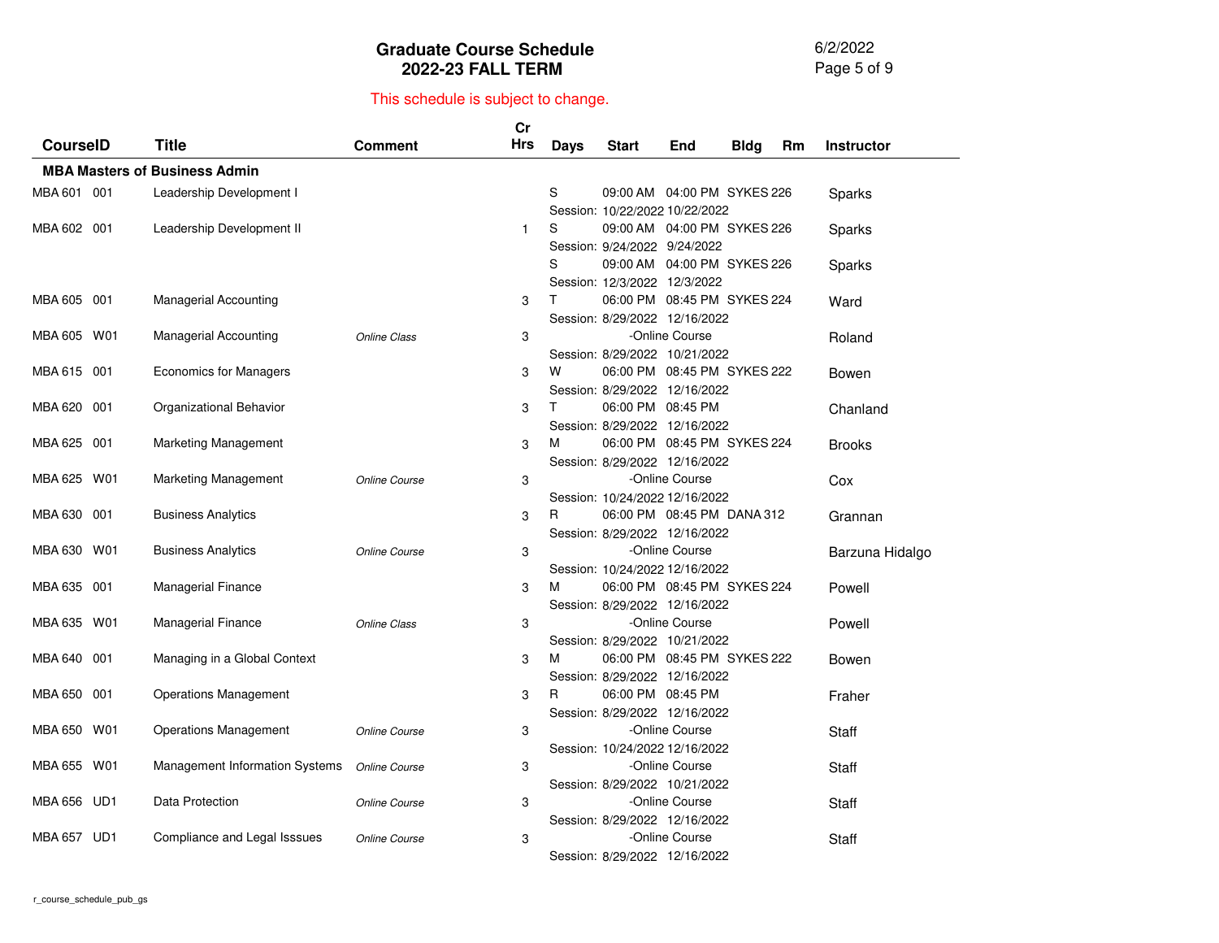# Graduate Course Schedule
## 2022-23 FALL TERM

This schedule is subject to change.

| CourseID | Title | Comment | Cr Hrs | Days | Start | End | Bldg | Rm | Instructor |
|---|---|---|---|---|---|---|---|---|---|
| **MBA Masters of Business Admin** | | | | | | | | | |
| MBA 601 001 | Leadership Development I | | | S | 09:00 AM | 04:00 PM | SYKES | 226 | Sparks |
| | | | | Session: | 10/22/2022 | 10/22/2022 | | | |
| MBA 602 001 | Leadership Development II | | 1 | S | 09:00 AM | 04:00 PM | SYKES | 226 | Sparks |
| | | | | Session: | 9/24/2022 | 9/24/2022 | | | |
| | | | | S | 09:00 AM | 04:00 PM | SYKES | 226 | Sparks |
| | | | | Session: | 12/3/2022 | 12/3/2022 | | | |
| MBA 605 001 | Managerial Accounting | | 3 | T | 06:00 PM | 08:45 PM | SYKES | 224 | Ward |
| | | | | Session: | 8/29/2022 | 12/16/2022 | | | |
| MBA 605 W01 | Managerial Accounting | *Online Class* | 3 | | -Online Course | | | | Roland |
| | | | | Session: | 8/29/2022 | 10/21/2022 | | | |
| MBA 615 001 | Economics for Managers | | 3 | W | 06:00 PM | 08:45 PM | SYKES | 222 | Bowen |
| | | | | Session: | 8/29/2022 | 12/16/2022 | | | |
| MBA 620 001 | Organizational Behavior | | 3 | T | 06:00 PM | 08:45 PM | | | Chanland |
| | | | | Session: | 8/29/2022 | 12/16/2022 | | | |
| MBA 625 001 | Marketing Management | | 3 | M | 06:00 PM | 08:45 PM | SYKES | 224 | Brooks |
| | | | | Session: | 8/29/2022 | 12/16/2022 | | | |
| MBA 625 W01 | Marketing Management | *Online Course* | 3 | | -Online Course | | | | Cox |
| | | | | Session: | 10/24/2022 | 12/16/2022 | | | |
| MBA 630 001 | Business Analytics | | 3 | R | 06:00 PM | 08:45 PM | DANA | 312 | Grannan |
| | | | | Session: | 8/29/2022 | 12/16/2022 | | | |
| MBA 630 W01 | Business Analytics | *Online Course* | 3 | | -Online Course | | | | Barzuna Hidalgo |
| | | | | Session: | 10/24/2022 | 12/16/2022 | | | |
| MBA 635 001 | Managerial Finance | | 3 | M | 06:00 PM | 08:45 PM | SYKES | 224 | Powell |
| | | | | Session: | 8/29/2022 | 12/16/2022 | | | |
| MBA 635 W01 | Managerial Finance | *Online Class* | 3 | | -Online Course | | | | Powell |
| | | | | Session: | 8/29/2022 | 10/21/2022 | | | |
| MBA 640 001 | Managing in a Global Context | | 3 | M | 06:00 PM | 08:45 PM | SYKES | 222 | Bowen |
| | | | | Session: | 8/29/2022 | 12/16/2022 | | | |
| MBA 650 001 | Operations Management | | 3 | R | 06:00 PM | 08:45 PM | | | Fraher |
| | | | | Session: | 8/29/2022 | 12/16/2022 | | | |
| MBA 650 W01 | Operations Management | *Online Course* | 3 | | -Online Course | | | | Staff |
| | | | | Session: | 10/24/2022 | 12/16/2022 | | | |
| MBA 655 W01 | Management Information Systems | *Online Course* | 3 | | -Online Course | | | | Staff |
| | | | | Session: | 8/29/2022 | 10/21/2022 | | | |
| MBA 656 UD1 | Data Protection | *Online Course* | 3 | | -Online Course | | | | Staff |
| | | | | Session: | 8/29/2022 | 12/16/2022 | | | |
| MBA 657 UD1 | Compliance and Legal Isssues | *Online Course* | 3 | | -Online Course | | | | Staff |
| | | | | Session: | 8/29/2022 | 12/16/2022 | | | |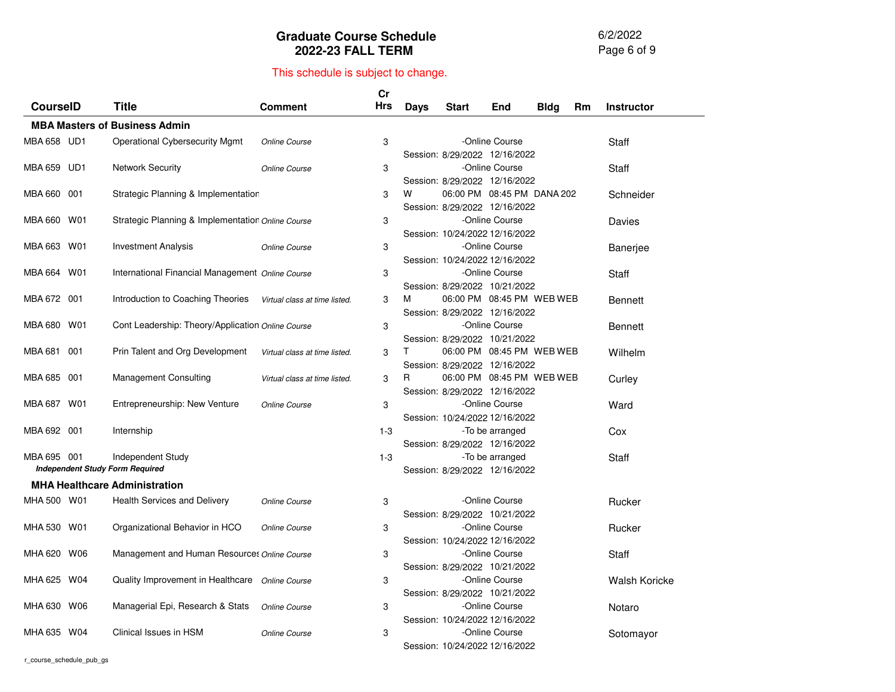# Graduate Course Schedule
## 2022-23 FALL TERM

This schedule is subject to change.

| CourseID | Title | Comment | Cr Hrs | Days | Start | End | Bldg | Rm | Instructor |
|---|---|---|---|---|---|---|---|---|---|
| **MBA Masters of Business Admin** | | | | | | | | | |
| MBA 658 UD1 | Operational Cybersecurity Mgmt | *Online Course* | 3 | | -Online Course | | | | Staff |
| | | | | Session: | 8/29/2022 | 12/16/2022 | | | |
| MBA 659 UD1 | Network Security | *Online Course* | 3 | | -Online Course | | | | Staff |
| | | | | Session: | 8/29/2022 | 12/16/2022 | | | |
| MBA 660 001 | Strategic Planning & Implementation | | 3 | W | 06:00 PM | 08:45 PM | DANA | 202 | Schneider |
| | | | | Session: | 8/29/2022 | 12/16/2022 | | | |
| MBA 660 W01 | Strategic Planning & Implementation | *Online Course* | 3 | | -Online Course | | | | Davies |
| | | | | Session: | 10/24/2022 | 12/16/2022 | | | |
| MBA 663 W01 | Investment Analysis | *Online Course* | 3 | | -Online Course | | | | Banerjee |
| | | | | Session: | 10/24/2022 | 12/16/2022 | | | |
| MBA 664 W01 | International Financial Management | *Online Course* | 3 | | -Online Course | | | | Staff |
| | | | | Session: | 8/29/2022 | 10/21/2022 | | | |
| MBA 672 001 | Introduction to Coaching Theories | *Virtual class at time listed.* | 3 | M | 06:00 PM | 08:45 PM | WEB | WEB | Bennett |
| | | | | Session: | 8/29/2022 | 12/16/2022 | | | |
| MBA 680 W01 | Cont Leadership: Theory/Application | *Online Course* | 3 | | -Online Course | | | | Bennett |
| | | | | Session: | 8/29/2022 | 10/21/2022 | | | |
| MBA 681 001 | Prin Talent and Org Development | *Virtual class at time listed.* | 3 | T | 06:00 PM | 08:45 PM | WEB | WEB | Wilhelm |
| | | | | Session: | 8/29/2022 | 12/16/2022 | | | |
| MBA 685 001 | Management Consulting | *Virtual class at time listed.* | 3 | R | 06:00 PM | 08:45 PM | WEB | WEB | Curley |
| | | | | Session: | 8/29/2022 | 12/16/2022 | | | |
| MBA 687 W01 | Entrepreneurship: New Venture | *Online Course* | 3 | | -Online Course | | | | Ward |
| | | | | Session: | 10/24/2022 | 12/16/2022 | | | |
| MBA 692 001 | Internship | | 1-3 | | -To be arranged | | | | Cox |
| | | | | Session: | 8/29/2022 | 12/16/2022 | | | |
| MBA 695 001 | Independent Study | | 1-3 | | -To be arranged | | | | Staff |
| ***Independent Study Form Required*** | | | | Session: | 8/29/2022 | 12/16/2022 | | | |
| **MHA Healthcare Administration** | | | | | | | | | |
| MHA 500 W01 | Health Services and Delivery | *Online Course* | 3 | | -Online Course | | | | Rucker |
| | | | | Session: | 8/29/2022 | 10/21/2022 | | | |
| MHA 530 W01 | Organizational Behavior in HCO | *Online Course* | 3 | | -Online Course | | | | Rucker |
| | | | | Session: | 10/24/2022 | 12/16/2022 | | | |
| MHA 620 W06 | Management and Human Resources | *Online Course* | 3 | | -Online Course | | | | Staff |
| | | | | Session: | 8/29/2022 | 10/21/2022 | | | |
| MHA 625 W04 | Quality Improvement in Healthcare | *Online Course* | 3 | | -Online Course | | | | Walsh Koricke |
| | | | | Session: | 8/29/2022 | 10/21/2022 | | | |
| MHA 630 W06 | Managerial Epi, Research & Stats | *Online Course* | 3 | | -Online Course | | | | Notaro |
| | | | | Session: | 10/24/2022 | 12/16/2022 | | | |
| MHA 635 W04 | Clinical Issues in HSM | *Online Course* | 3 | | -Online Course | | | | Sotomayor |
| | | | | Session: | 10/24/2022 | 12/16/2022 | | | |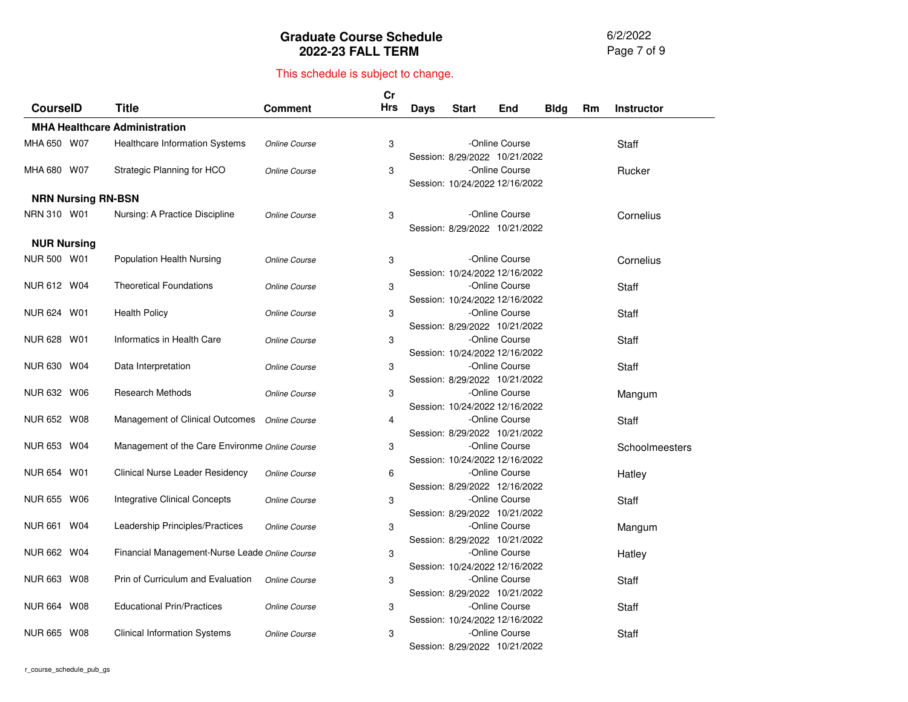# Graduate Course Schedule
## 2022-23 FALL TERM

6/2/2022

This schedule is subject to change.

| CourseID | Title | Comment | Cr Hrs | Days | Start | End | Bldg | Rm | Instructor |
|---|---|---|---|---|---|---|---|---|---|
| **MHA Healthcare Administration** | | | | | | | | | |
| MHA 650 W07 | Healthcare Information Systems | *Online Course* | 3 | | -Online Course | | | | Staff |
| | | | | Session: | 8/29/2022 | 10/21/2022 | | | |
| MHA 680 W07 | Strategic Planning for HCO | *Online Course* | 3 | | -Online Course | | | | Rucker |
| | | | | Session: | 10/24/2022 | 12/16/2022 | | | |
| **NRN Nursing RN-BSN** | | | | | | | | | |
| NRN 310 W01 | Nursing: A Practice Discipline | *Online Course* | 3 | | -Online Course | | | | Cornelius |
| | | | | Session: | 8/29/2022 | 10/21/2022 | | | |
| **NUR Nursing** | | | | | | | | | |
| NUR 500 W01 | Population Health Nursing | *Online Course* | 3 | | -Online Course | | | | Cornelius |
| | | | | Session: | 10/24/2022 | 12/16/2022 | | | |
| NUR 612 W04 | Theoretical Foundations | *Online Course* | 3 | | -Online Course | | | | Staff |
| | | | | Session: | 10/24/2022 | 12/16/2022 | | | |
| NUR 624 W01 | Health Policy | *Online Course* | 3 | | -Online Course | | | | Staff |
| | | | | Session: | 8/29/2022 | 10/21/2022 | | | |
| NUR 628 W01 | Informatics in Health Care | *Online Course* | 3 | | -Online Course | | | | Staff |
| | | | | Session: | 10/24/2022 | 12/16/2022 | | | |
| NUR 630 W04 | Data Interpretation | *Online Course* | 3 | | -Online Course | | | | Staff |
| | | | | Session: | 8/29/2022 | 10/21/2022 | | | |
| NUR 632 W06 | Research Methods | *Online Course* | 3 | | -Online Course | | | | Mangum |
| | | | | Session: | 10/24/2022 | 12/16/2022 | | | |
| NUR 652 W08 | Management of Clinical Outcomes | *Online Course* | 4 | | -Online Course | | | | Staff |
| | | | | Session: | 8/29/2022 | 10/21/2022 | | | |
| NUR 653 W04 | Management of the Care Environme | *Online Course* | 3 | | -Online Course | | | | Schoolmeesters |
| | | | | Session: | 10/24/2022 | 12/16/2022 | | | |
| NUR 654 W01 | Clinical Nurse Leader Residency | *Online Course* | 6 | | -Online Course | | | | Hatley |
| | | | | Session: | 8/29/2022 | 12/16/2022 | | | |
| NUR 655 W06 | Integrative Clinical Concepts | *Online Course* | 3 | | -Online Course | | | | Staff |
| | | | | Session: | 8/29/2022 | 10/21/2022 | | | |
| NUR 661 W04 | Leadership Principles/Practices | *Online Course* | 3 | | -Online Course | | | | Mangum |
| | | | | Session: | 8/29/2022 | 10/21/2022 | | | |
| NUR 662 W04 | Financial Management-Nurse Leade | *Online Course* | 3 | | -Online Course | | | | Hatley |
| | | | | Session: | 10/24/2022 | 12/16/2022 | | | |
| NUR 663 W08 | Prin of Curriculum and Evaluation | *Online Course* | 3 | | -Online Course | | | | Staff |
| | | | | Session: | 8/29/2022 | 10/21/2022 | | | |
| NUR 664 W08 | Educational Prin/Practices | *Online Course* | 3 | | -Online Course | | | | Staff |
| | | | | Session: | 10/24/2022 | 12/16/2022 | | | |
| NUR 665 W08 | Clinical Information Systems | *Online Course* | 3 | | -Online Course | | | | Staff |
| | | | | Session: | 8/29/2022 | 10/21/2022 | | | |

r_course_schedule_pub_gs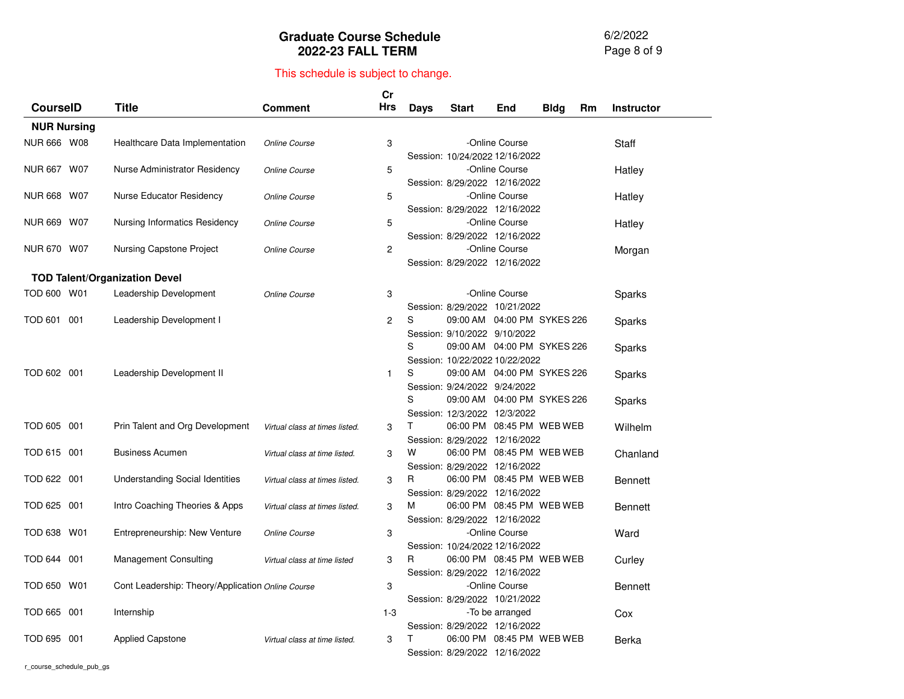# Graduate Course Schedule
## 2022-23 FALL TERM

6/2/2022

This schedule is subject to change.

| CourseID | Title | Comment | Cr Hrs | Days | Start | End | Bldg | Rm | Instructor |
|---|---|---|---|---|---|---|---|---|---|
| **NUR Nursing** | | | | | | | | | |
| NUR 666 W08 | Healthcare Data Implementation | *Online Course* | 3 | | -Online Course | | | | Staff |
| | | | | Session: | 10/24/2022 | 12/16/2022 | | | |
| NUR 667 W07 | Nurse Administrator Residency | *Online Course* | 5 | | -Online Course | | | | Hatley |
| | | | | Session: | 8/29/2022 | 12/16/2022 | | | |
| NUR 668 W07 | Nurse Educator Residency | *Online Course* | 5 | | -Online Course | | | | Hatley |
| | | | | Session: | 8/29/2022 | 12/16/2022 | | | |
| NUR 669 W07 | Nursing Informatics Residency | *Online Course* | 5 | | -Online Course | | | | Hatley |
| | | | | Session: | 8/29/2022 | 12/16/2022 | | | |
| NUR 670 W07 | Nursing Capstone Project | *Online Course* | 2 | | -Online Course | | | | Morgan |
| | | | | Session: | 8/29/2022 | 12/16/2022 | | | |
| **TOD Talent/Organization Devel** | | | | | | | | | |
| TOD 600 W01 | Leadership Development | *Online Course* | 3 | | -Online Course | | | | Sparks |
| | | | | Session: | 8/29/2022 | 10/21/2022 | | | |
| TOD 601 001 | Leadership Development I | | 2 | S | 09:00 AM | 04:00 PM | SYKES | 226 | Sparks |
| | | | | Session: | 9/10/2022 | 9/10/2022 | | | |
| | | | | S | 09:00 AM | 04:00 PM | SYKES | 226 | Sparks |
| | | | | Session: | 10/22/2022 | 10/22/2022 | | | |
| TOD 602 001 | Leadership Development II | | 1 | S | 09:00 AM | 04:00 PM | SYKES | 226 | Sparks |
| | | | | Session: | 9/24/2022 | 9/24/2022 | | | |
| | | | | S | 09:00 AM | 04:00 PM | SYKES | 226 | Sparks |
| | | | | Session: | 12/3/2022 | 12/3/2022 | | | |
| TOD 605 001 | Prin Talent and Org Development | *Virtual class at times listed.* | 3 | T | 06:00 PM | 08:45 PM | WEB | WEB | Wilhelm |
| | | | | Session: | 8/29/2022 | 12/16/2022 | | | |
| TOD 615 001 | Business Acumen | *Virtual class at time listed.* | 3 | W | 06:00 PM | 08:45 PM | WEB | WEB | Chanland |
| | | | | Session: | 8/29/2022 | 12/16/2022 | | | |
| TOD 622 001 | Understanding Social Identities | *Virtual class at times listed.* | 3 | R | 06:00 PM | 08:45 PM | WEB | WEB | Bennett |
| | | | | Session: | 8/29/2022 | 12/16/2022 | | | |
| TOD 625 001 | Intro Coaching Theories & Apps | *Virtual class at times listed.* | 3 | M | 06:00 PM | 08:45 PM | WEB | WEB | Bennett |
| | | | | Session: | 8/29/2022 | 12/16/2022 | | | |
| TOD 638 W01 | Entrepreneurship: New Venture | *Online Course* | 3 | | -Online Course | | | | Ward |
| | | | | Session: | 10/24/2022 | 12/16/2022 | | | |
| TOD 644 001 | Management Consulting | *Virtual class at time listed* | 3 | R | 06:00 PM | 08:45 PM | WEB | WEB | Curley |
| | | | | Session: | 8/29/2022 | 12/16/2022 | | | |
| TOD 650 W01 | Cont Leadership: Theory/Application | *Online Course* | 3 | | -Online Course | | | | Bennett |
| | | | | Session: | 8/29/2022 | 10/21/2022 | | | |
| TOD 665 001 | Internship | | 1-3 | | -To be arranged | | | | Cox |
| | | | | Session: | 8/29/2022 | 12/16/2022 | | | |
| TOD 695 001 | Applied Capstone | *Virtual class at time listed.* | 3 | T | 06:00 PM | 08:45 PM | WEB | WEB | Berka |
| | | | | Session: | 8/29/2022 | 12/16/2022 | | | |

r_course_schedule_pub_gs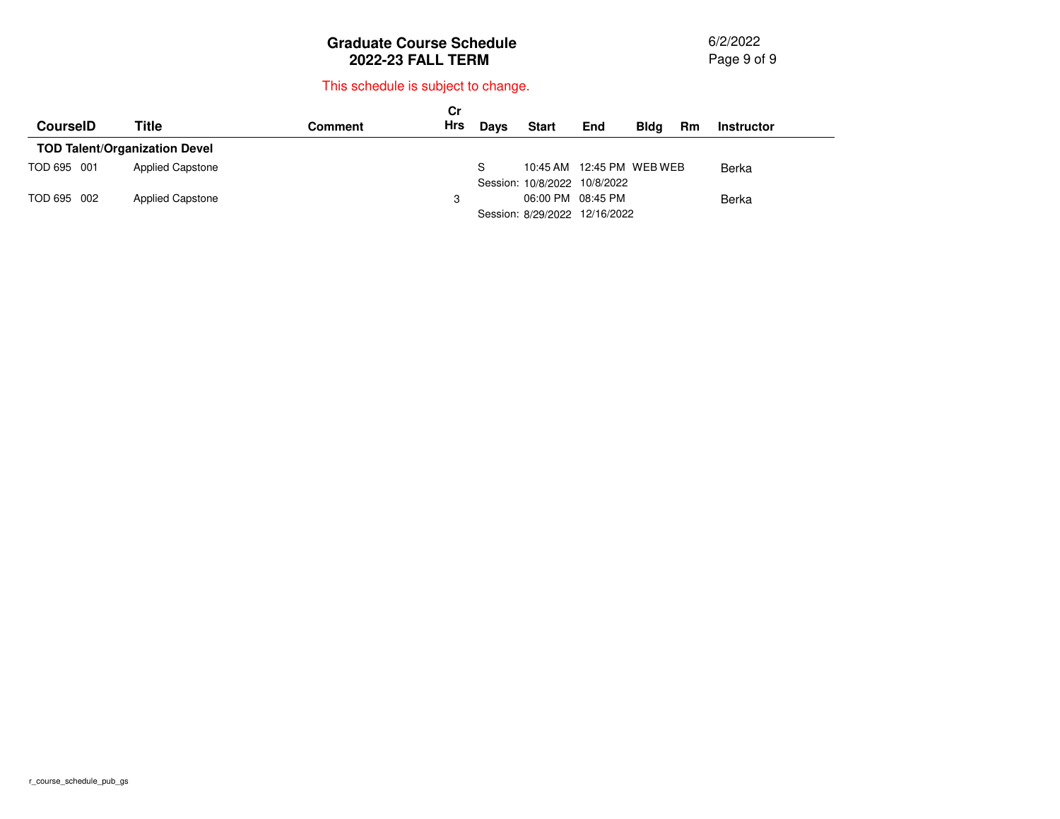# Graduate Course Schedule
## 2022-23 FALL TERM

6/2/2022

This schedule is subject to change.

| CourseID | Title | Comment | Cr Hrs | Days | Start | End | Bldg | Rm | Instructor |
|---|---|---|---|---|---|---|---|---|---|
| **TOD Talent/Organization Devel** | | | | | | | | | |
| TOD 695 001 | Applied Capstone | | | S | 10:45 AM | 12:45 PM | WEB | WEB | Berka |
| | | | | Session: | 10/8/2022 | 10/8/2022 | | | |
| TOD 695 002 | Applied Capstone | | 3 | | 06:00 PM | 08:45 PM | | | Berka |
| | | | | Session: | 8/29/2022 | 12/16/2022 | | | |

r_course_schedule_pub_gs